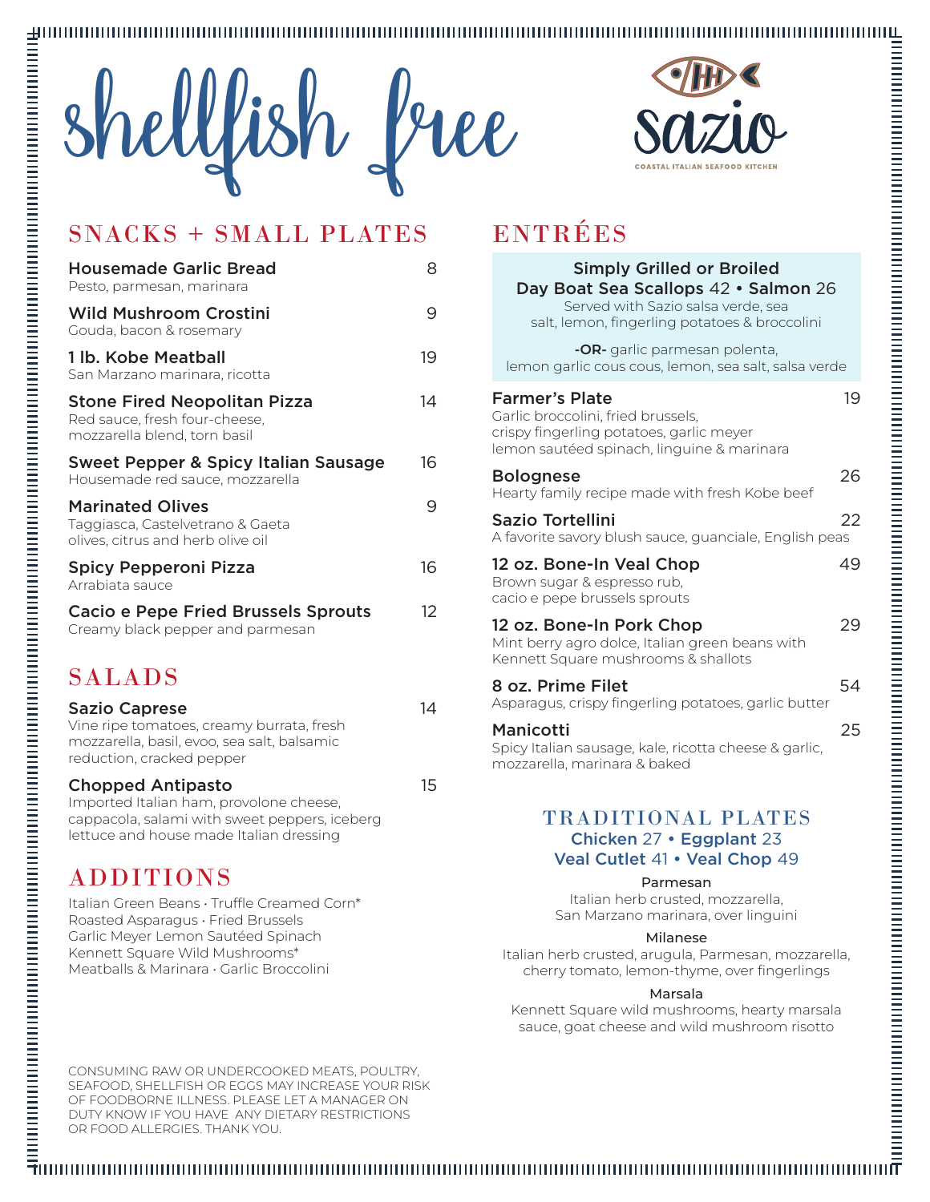# shellfish free

**sazio**

COASTAL ITALIAN SEAFOOD KITCHEN

## SNACKS + SMALL PLATES

**Housemade Garlic Bread** 8
Pesto, parmesan, marinara

**Wild Mushroom Crostini** 9
Gouda, bacon & rosemary

**1 lb. Kobe Meatball** 19
San Marzano marinara, ricotta

**Stone Fired Neopolitan Pizza** 14
Red sauce, fresh four-cheese, mozzarella blend, torn basil

**Sweet Pepper & Spicy Italian Sausage** 16
Housemade red sauce, mozzarella

**Marinated Olives** 9
Taggiasca, Castelvetrano & Gaeta olives, citrus and herb olive oil

**Spicy Pepperoni Pizza** 16
Arrabiata sauce

**Cacio e Pepe Fried Brussels Sprouts** 12
Creamy black pepper and parmesan

## SALADS

**Sazio Caprese** 14
Vine ripe tomatoes, creamy burrata, fresh mozzarella, basil, evoo, sea salt, balsamic reduction, cracked pepper

**Chopped Antipasto** 15
Imported Italian ham, provolone cheese, cappacola, salami with sweet peppers, iceberg lettuce and house made Italian dressing

## ADDITIONS

Italian Green Beans · Truffle Creamed Corn*
Roasted Asparagus · Fried Brussels
Garlic Meyer Lemon Sautéed Spinach
Kennett Square Wild Mushrooms*
Meatballs & Marinara · Garlic Broccolini

## ENTRÉES

**Simply Grilled or Broiled**
**Day Boat Sea Scallops** 42 • **Salmon** 26
Served with Sazio salsa verde, sea salt, lemon, fingerling potatoes & broccolini

**-OR-** garlic parmesan polenta, lemon garlic cous cous, lemon, sea salt, salsa verde

**Farmer's Plate** 19
Garlic broccolini, fried brussels, crispy fingerling potatoes, garlic meyer lemon sautéed spinach, linguine & marinara

**Bolognese** 26
Hearty family recipe made with fresh Kobe beef

**Sazio Tortellini** 22
A favorite savory blush sauce, guanciale, English peas

**12 oz. Bone-In Veal Chop** 49
Brown sugar & espresso rub, cacio e pepe brussels sprouts

**12 oz. Bone-In Pork Chop** 29
Mint berry agro dolce, Italian green beans with Kennett Square mushrooms & shallots

**8 oz. Prime Filet** 54
Asparagus, crispy fingerling potatoes, garlic butter

**Manicotti** 25
Spicy Italian sausage, kale, ricotta cheese & garlic, mozzarella, marinara & baked

### TRADITIONAL PLATES

**Chicken** 27 • **Eggplant** 23
**Veal Cutlet** 41 • **Veal Chop** 49

**Parmesan**
Italian herb crusted, mozzarella, San Marzano marinara, over linguini

**Milanese**
Italian herb crusted, arugula, Parmesan, mozzarella, cherry tomato, lemon-thyme, over fingerlings

**Marsala**
Kennett Square wild mushrooms, hearty marsala sauce, goat cheese and wild mushroom risotto

CONSUMING RAW OR UNDERCOOKED MEATS, POULTRY, SEAFOOD, SHELLFISH OR EGGS MAY INCREASE YOUR RISK OF FOODBORNE ILLNESS. PLEASE LET A MANAGER ON DUTY KNOW IF YOU HAVE ANY DIETARY RESTRICTIONS OR FOOD ALLERGIES. THANK YOU.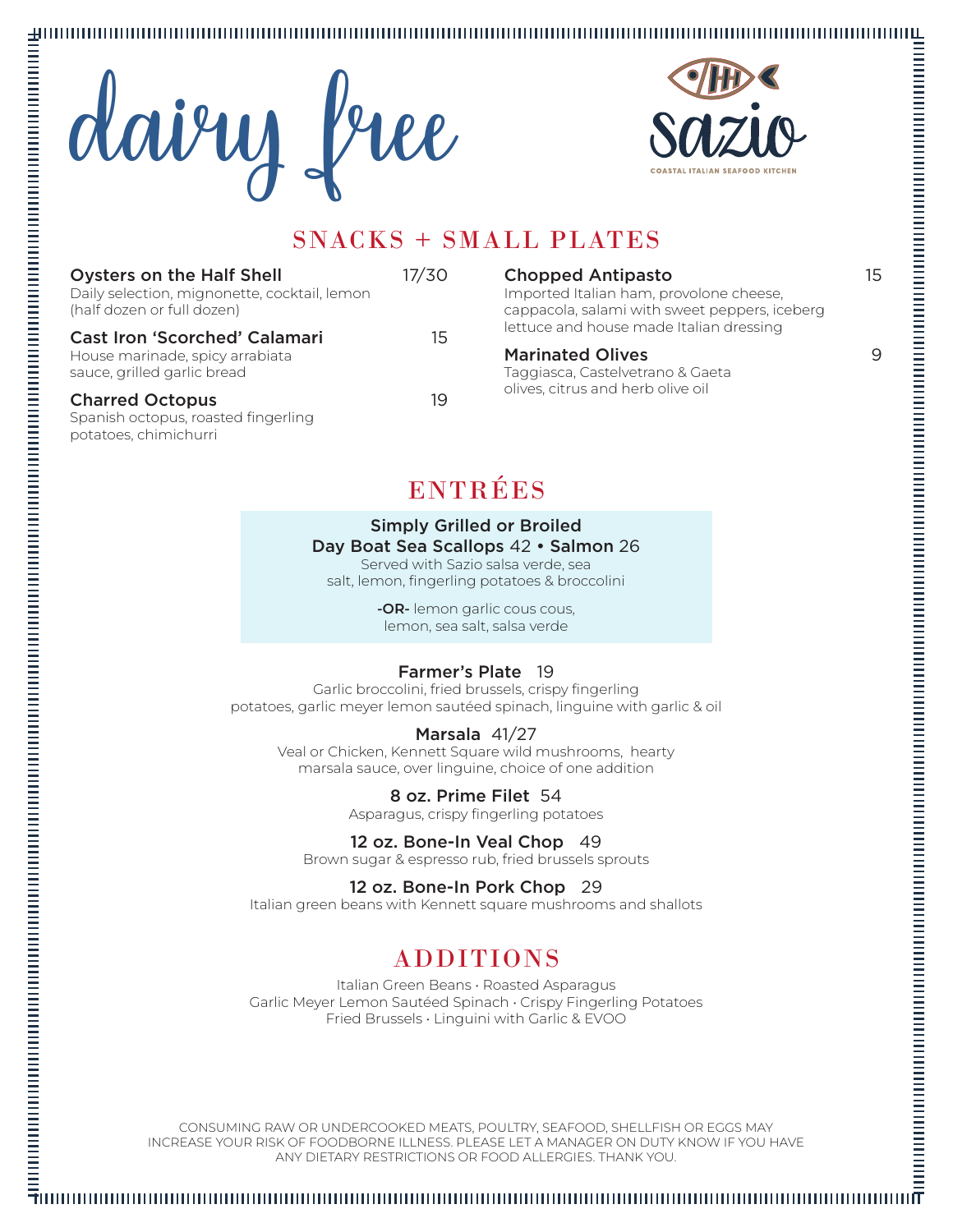# dairy free

**sazio**
COASTAL ITALIAN SEAFOOD KITCHEN

## SNACKS + SMALL PLATES

**Oysters on the Half Shell** 17/30
Daily selection, mignonette, cocktail, lemon (half dozen or full dozen)

**Cast Iron 'Scorched' Calamari** 15
House marinade, spicy arrabiata sauce, grilled garlic bread

**Charred Octopus** 19
Spanish octopus, roasted fingerling potatoes, chimichurri

**Chopped Antipasto** 15
Imported Italian ham, provolone cheese, cappacola, salami with sweet peppers, iceberg lettuce and house made Italian dressing

**Marinated Olives** 9
Taggiasca, Castelvetrano & Gaeta olives, citrus and herb olive oil

## ENTRÉES

**Simply Grilled or Broiled**
**Day Boat Sea Scallops** 42 • **Salmon** 26
Served with Sazio salsa verde, sea salt, lemon, fingerling potatoes & broccolini

**-OR-** lemon garlic cous cous, lemon, sea salt, salsa verde

**Farmer's Plate** 19
Garlic broccolini, fried brussels, crispy fingerling potatoes, garlic meyer lemon sautéed spinach, linguine with garlic & oil

**Marsala** 41/27
Veal or Chicken, Kennett Square wild mushrooms, hearty marsala sauce, over linguine, choice of one addition

**8 oz. Prime Filet** 54
Asparagus, crispy fingerling potatoes

**12 oz. Bone-In Veal Chop** 49
Brown sugar & espresso rub, fried brussels sprouts

**12 oz. Bone-In Pork Chop** 29
Italian green beans with Kennett square mushrooms and shallots

## ADDITIONS

Italian Green Beans · Roasted Asparagus
Garlic Meyer Lemon Sautéed Spinach · Crispy Fingerling Potatoes
Fried Brussels · Linguini with Garlic & EVOO

CONSUMING RAW OR UNDERCOOKED MEATS, POULTRY, SEAFOOD, SHELLFISH OR EGGS MAY INCREASE YOUR RISK OF FOODBORNE ILLNESS. PLEASE LET A MANAGER ON DUTY KNOW IF YOU HAVE ANY DIETARY RESTRICTIONS OR FOOD ALLERGIES. THANK YOU.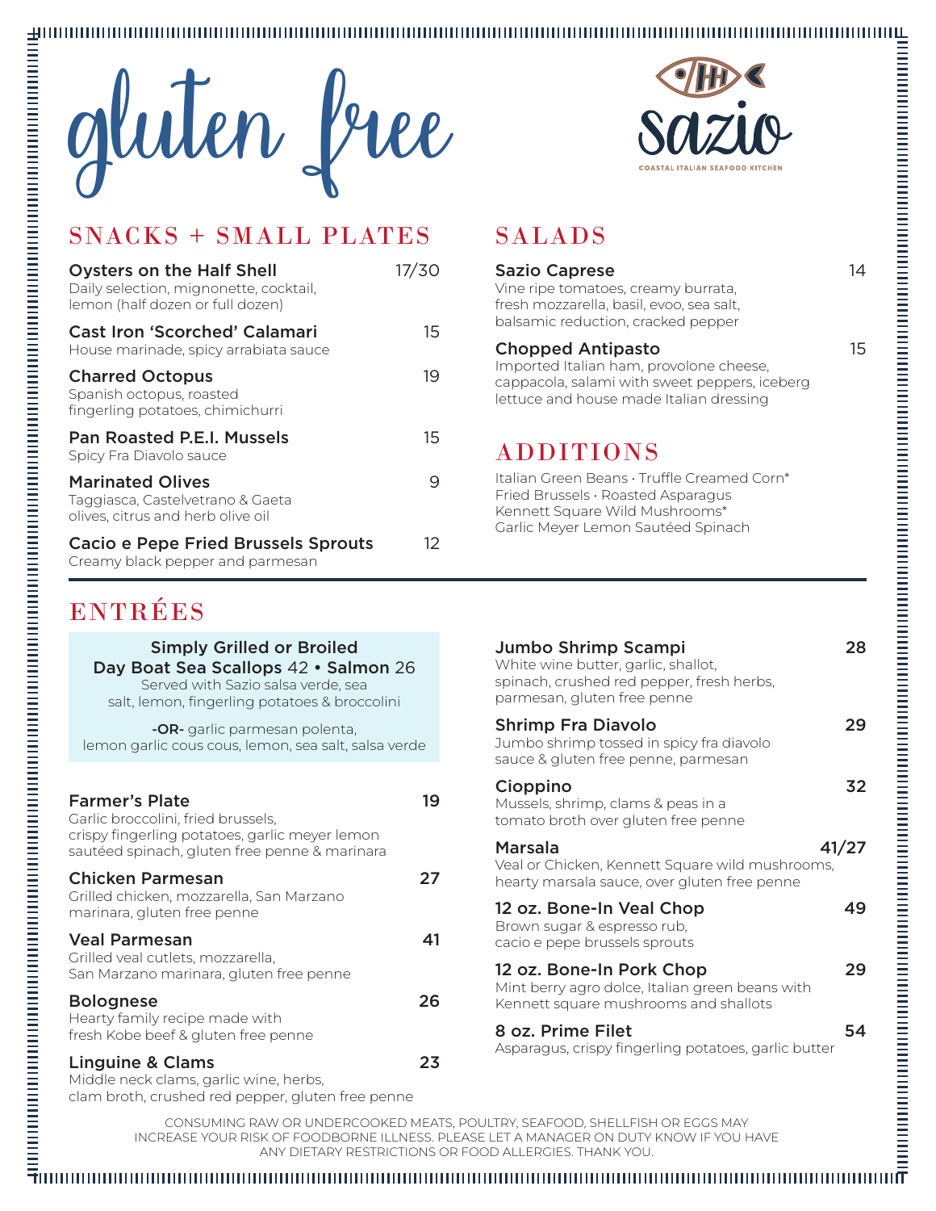# gluten free

**sazio**

COASTAL ITALIAN SEAFOOD KITCHEN

## SNACKS + SMALL PLATES

**Oysters on the Half Shell** 17/30
Daily selection, mignonette, cocktail, lemon (half dozen or full dozen)

**Cast Iron 'Scorched' Calamari** 15
House marinade, spicy arrabiata sauce

**Charred Octopus** 19
Spanish octopus, roasted fingerling potatoes, chimichurri

**Pan Roasted P.E.I. Mussels** 15
Spicy Fra Diavolo sauce

**Marinated Olives** 9
Taggiasca, Castelvetrano & Gaeta olives, citrus and herb olive oil

**Cacio e Pepe Fried Brussels Sprouts** 12
Creamy black pepper and parmesan

## SALADS

**Sazio Caprese** 14
Vine ripe tomatoes, creamy burrata, fresh mozzarella, basil, evoo, sea salt, balsamic reduction, cracked pepper

**Chopped Antipasto** 15
Imported Italian ham, provolone cheese, cappacola, salami with sweet peppers, iceberg lettuce and house made Italian dressing

## ADDITIONS

Italian Green Beans · Truffle Creamed Corn*
Fried Brussels · Roasted Asparagus
Kennett Square Wild Mushrooms*
Garlic Meyer Lemon Sautéed Spinach

## ENTRÉES

**Simply Grilled or Broiled**
**Day Boat Sea Scallops** 42 • **Salmon** 26
Served with Sazio salsa verde, sea salt, lemon, fingerling potatoes & broccolini

**-OR-** garlic parmesan polenta, lemon garlic cous cous, lemon, sea salt, salsa verde

**Farmer's Plate** **19**
Garlic broccolini, fried brussels, crispy fingerling potatoes, garlic meyer lemon sautéed spinach, gluten free penne & marinara

**Chicken Parmesan** **27**
Grilled chicken, mozzarella, San Marzano marinara, gluten free penne

**Veal Parmesan** **41**
Grilled veal cutlets, mozzarella, San Marzano marinara, gluten free penne

**Bolognese** **26**
Hearty family recipe made with fresh Kobe beef & gluten free penne

**Linguine & Clams** **23**
Middle neck clams, garlic wine, herbs, clam broth, crushed red pepper, gluten free penne

**Jumbo Shrimp Scampi** **28**
White wine butter, garlic, shallot, spinach, crushed red pepper, fresh herbs, parmesan, gluten free penne

**Shrimp Fra Diavolo** **29**
Jumbo shrimp tossed in spicy fra diavolo sauce & gluten free penne, parmesan

**Cioppino** **32**
Mussels, shrimp, clams & peas in a tomato broth over gluten free penne

**Marsala** **41/27**
Veal or Chicken, Kennett Square wild mushrooms, hearty marsala sauce, over gluten free penne

**12 oz. Bone-In Veal Chop** **49**
Brown sugar & espresso rub, cacio e pepe brussels sprouts

**12 oz. Bone-In Pork Chop** **29**
Mint berry agro dolce, Italian green beans with Kennett square mushrooms and shallots

**8 oz. Prime Filet** **54**
Asparagus, crispy fingerling potatoes, garlic butter

CONSUMING RAW OR UNDERCOOKED MEATS, POULTRY, SEAFOOD, SHELLFISH OR EGGS MAY INCREASE YOUR RISK OF FOODBORNE ILLNESS. PLEASE LET A MANAGER ON DUTY KNOW IF YOU HAVE ANY DIETARY RESTRICTIONS OR FOOD ALLERGIES. THANK YOU.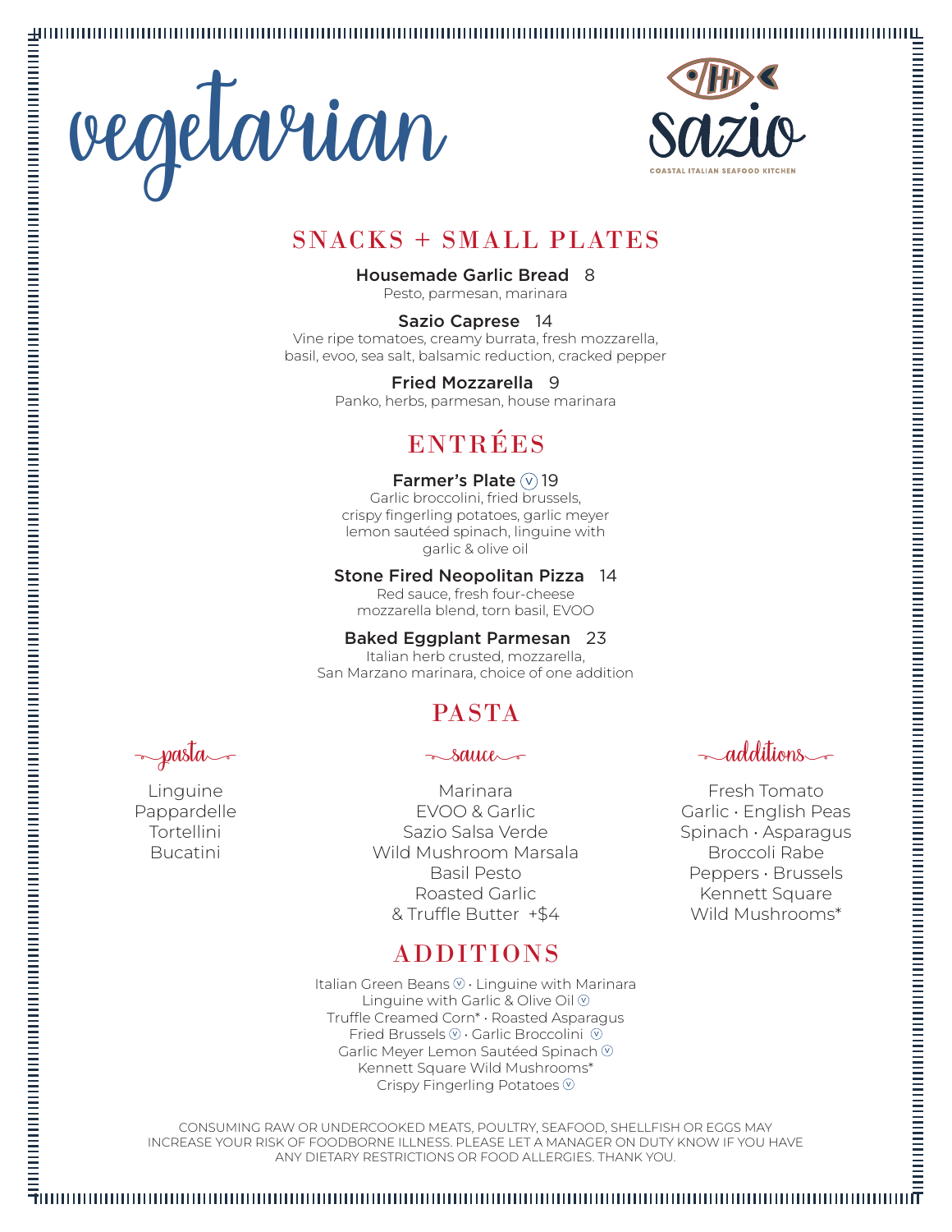# vegetarian

sazio

COASTAL ITALIAN SEAFOOD KITCHEN

## SNACKS + SMALL PLATES

**Housemade Garlic Bread** 8
Pesto, parmesan, marinara

**Sazio Caprese** 14
Vine ripe tomatoes, creamy burrata, fresh mozzarella, basil, evoo, sea salt, balsamic reduction, cracked pepper

**Fried Mozzarella** 9
Panko, herbs, parmesan, house marinara

## ENTRÉES

**Farmer's Plate** ⓥ 19
Garlic broccolini, fried brussels, crispy fingerling potatoes, garlic meyer lemon sautéed spinach, linguine with garlic & olive oil

**Stone Fired Neopolitan Pizza** 14
Red sauce, fresh four-cheese mozzarella blend, torn basil, EVOO

**Baked Eggplant Parmesan** 23
Italian herb crusted, mozzarella, San Marzano marinara, choice of one addition

## PASTA

### pasta

Linguine
Pappardelle
Tortellini
Bucatini

### sauce

Marinara
EVOO & Garlic
Sazio Salsa Verde
Wild Mushroom Marsala
Basil Pesto
Roasted Garlic & Truffle Butter +$4

### additions

Fresh Tomato
Garlic · English Peas
Spinach · Asparagus
Broccoli Rabe
Peppers · Brussels
Kennett Square Wild Mushrooms*

## ADDITIONS

Italian Green Beans ⓥ · Linguine with Marinara
Linguine with Garlic & Olive Oil ⓥ
Truffle Creamed Corn* · Roasted Asparagus
Fried Brussels ⓥ · Garlic Broccolini ⓥ
Garlic Meyer Lemon Sautéed Spinach ⓥ
Kennett Square Wild Mushrooms*
Crispy Fingerling Potatoes ⓥ

CONSUMING RAW OR UNDERCOOKED MEATS, POULTRY, SEAFOOD, SHELLFISH OR EGGS MAY INCREASE YOUR RISK OF FOODBORNE ILLNESS. PLEASE LET A MANAGER ON DUTY KNOW IF YOU HAVE ANY DIETARY RESTRICTIONS OR FOOD ALLERGIES. THANK YOU.